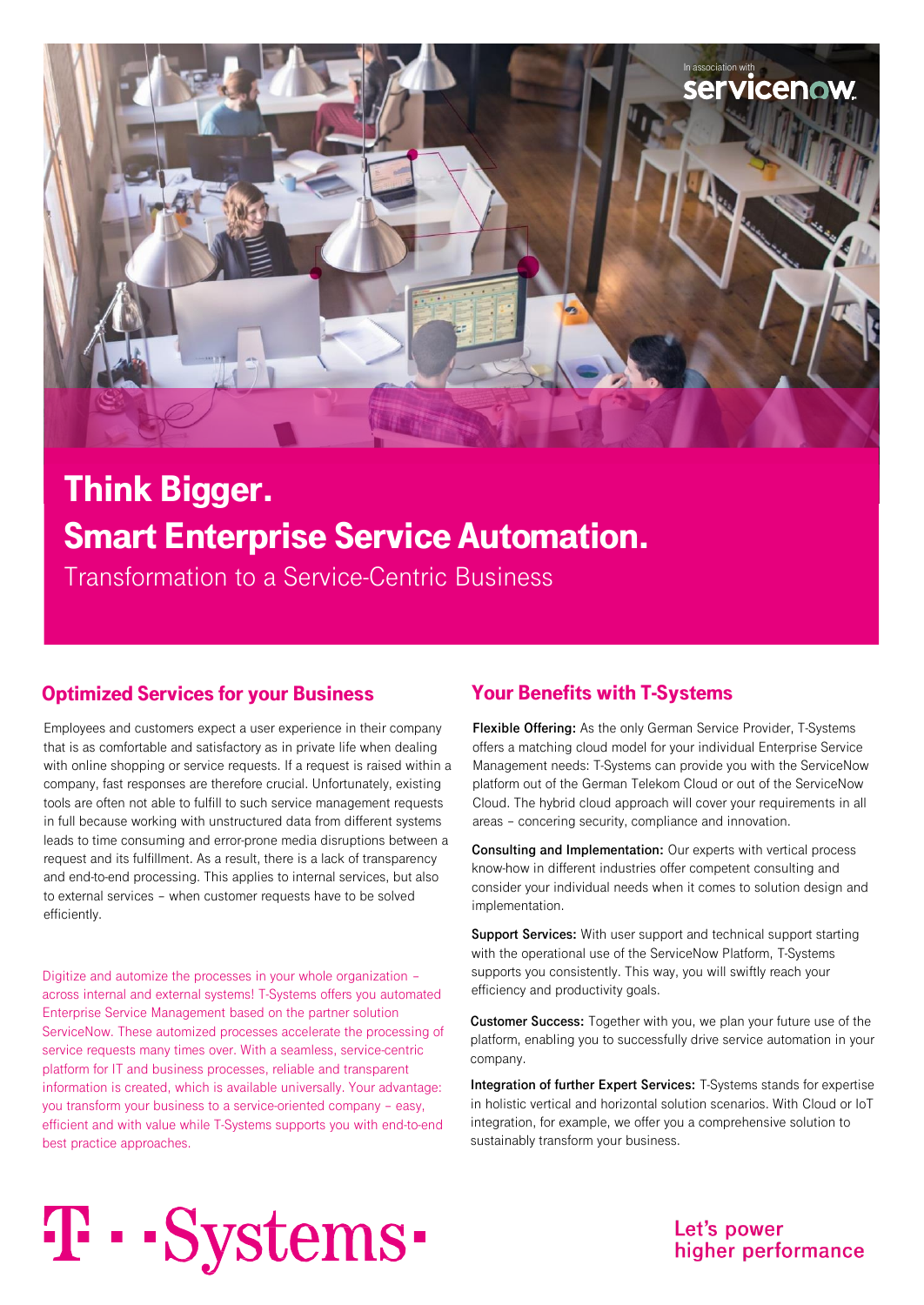In association with servicenow

# Think Bigger.
# Smart Enterprise Service Automation.

Transformation to a Service-Centric Business

## Optimized Services for your Business

Employees and customers expect a user experience in their company that is as comfortable and satisfactory as in private life when dealing with online shopping or service requests. If a request is raised within a company, fast responses are therefore crucial. Unfortunately, existing tools are often not able to fulfill to such service management requests in full because working with unstructured data from different systems leads to time consuming and error-prone media disruptions between a request and its fulfillment. As a result, there is a lack of transparency and end-to-end processing. This applies to internal services, but also to external services – when customer requests have to be solved efficiently.

Digitize and automize the processes in your whole organization – across internal and external systems! T-Systems offers you automated Enterprise Service Management based on the partner solution ServiceNow. These automized processes accelerate the processing of service requests many times over. With a seamless, service-centric platform for IT and business processes, reliable and transparent information is created, which is available universally. Your advantage: you transform your business to a service-oriented company – easy, efficient and with value while T-Systems supports you with end-to-end best practice approaches.

## Your Benefits with T-Systems

**Flexible Offering:** As the only German Service Provider, T-Systems offers a matching cloud model for your individual Enterprise Service Management needs: T-Systems can provide you with the ServiceNow platform out of the German Telekom Cloud or out of the ServiceNow Cloud. The hybrid cloud approach will cover your requirements in all areas – concering security, compliance and innovation.

**Consulting and Implementation:** Our experts with vertical process know-how in different industries offer competent consulting and consider your individual needs when it comes to solution design and implementation.

**Support Services:** With user support and technical support starting with the operational use of the ServiceNow Platform, T-Systems supports you consistently. This way, you will swiftly reach your efficiency and productivity goals.

**Customer Success:** Together with you, we plan your future use of the platform, enabling you to successfully drive service automation in your company.

**Integration of further Expert Services:** T-Systems stands for expertise in holistic vertical and horizontal solution scenarios. With Cloud or IoT integration, for example, we offer you a comprehensive solution to sustainably transform your business.

T · · Systems ·

Let's power higher performance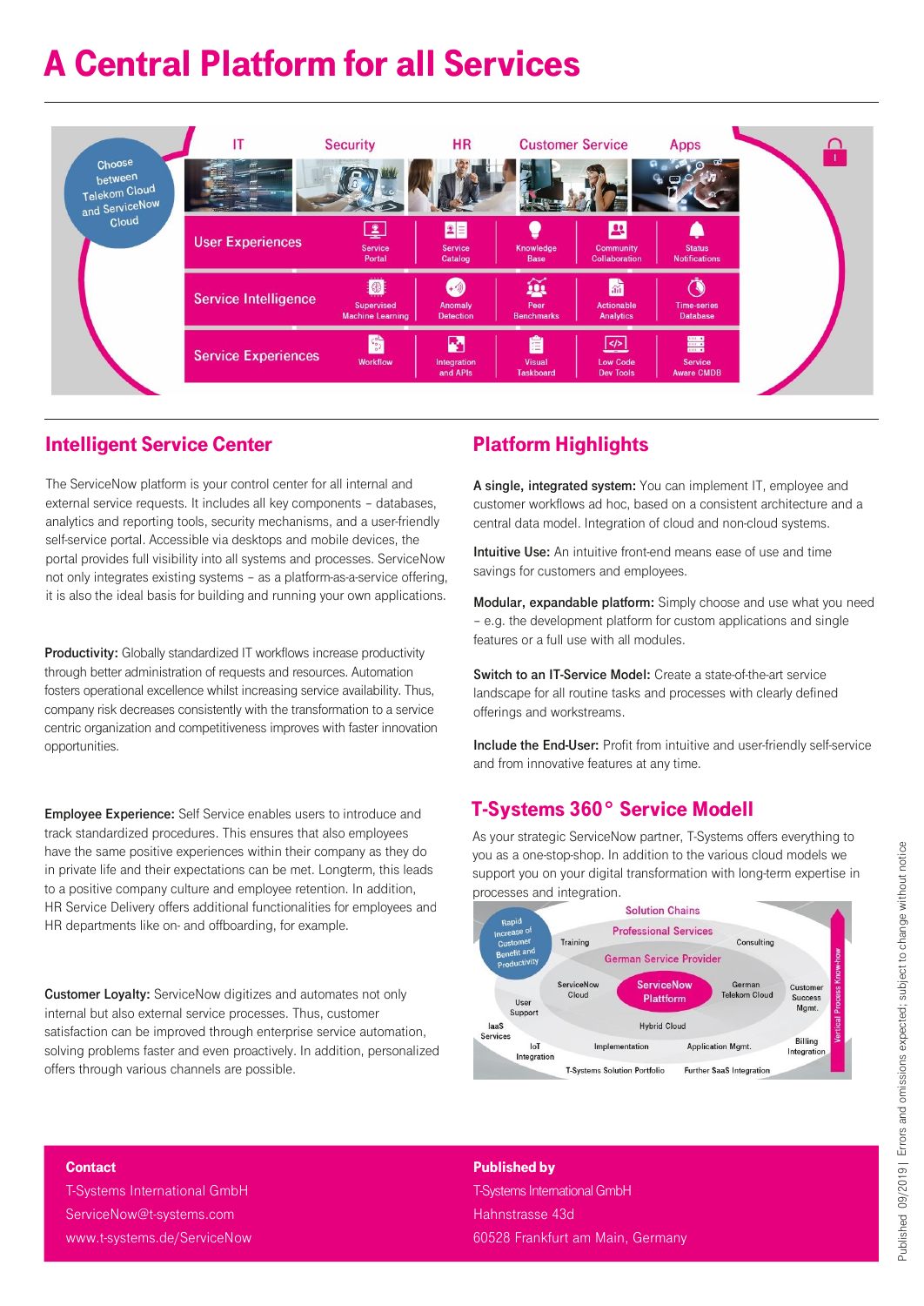# A Central Platform for all Services

Choose between Telekom Cloud and ServiceNow Cloud

IT
Security
HR
Customer Service
Apps

User Experiences
Service Portal
Service Catalog
Knowledge Base
Community Collaboration
Status Notifications

Service Intelligence
Supervised Machine Learning
Anomaly Detection
Peer Benchmarks
Actionable Analytics
Time-series Database

Service Experiences
Workflow
Integration and APIs
Visual Taskboard
Low Code Dev Tools
Service Aware CMDB

## Intelligent Service Center

The ServiceNow platform is your control center for all internal and external service requests. It includes all key components – databases, analytics and reporting tools, security mechanisms, and a user-friendly self-service portal. Accessible via desktops and mobile devices, the portal provides full visibility into all systems and processes. ServiceNow not only integrates existing systems – as a platform-as-a-service offering, it is also the ideal basis for building and running your own applications.

**Productivity:** Globally standardized IT workflows increase productivity through better administration of requests and resources. Automation fosters operational excellence whilst increasing service availability. Thus, company risk decreases consistently with the transformation to a service centric organization and competitiveness improves with faster innovation opportunities.

**Employee Experience:** Self Service enables users to introduce and track standardized procedures. This ensures that also employees have the same positive experiences within their company as they do in private life and their expectations can be met. Longterm, this leads to a positive company culture and employee retention. In addition, HR Service Delivery offers additional functionalities for employees and HR departments like on- and offboarding, for example.

**Customer Loyalty:** ServiceNow digitizes and automates not only internal but also external service processes. Thus, customer satisfaction can be improved through enterprise service automation, solving problems faster and even proactively. In addition, personalized offers through various channels are possible.

## Platform Highlights

**A single, integrated system:** You can implement IT, employee and customer workflows ad hoc, based on a consistent architecture and a central data model. Integration of cloud and non-cloud systems.

**Intuitive Use:** An intuitive front-end means ease of use and time savings for customers and employees.

**Modular, expandable platform:** Simply choose and use what you need – e.g. the development platform for custom applications and single features or a full use with all modules.

**Switch to an IT-Service Model:** Create a state-of-the-art service landscape for all routine tasks and processes with clearly defined offerings and workstreams.

**Include the End-User:** Profit from intuitive and user-friendly self-service and from innovative features at any time.

## T-Systems 360° Service Modell

As your strategic ServiceNow partner, T-Systems offers everything to you as a one-stop-shop. In addition to the various cloud models we support you on your digital transformation with long-term expertise in processes and integration.

Rapid Increase of Customer Benefit and Productivity
Solution Chains
Professional Services
German Service Provider
Training
Consulting
ServiceNow Cloud
ServiceNow Plattform
German Telekom Cloud
Customer Success Mgmt.
User Support
Hybrid Cloud
IaaS Services
IoT Integration
Implementation
Application Mgmt.
Billing Integration
T-Systems Solution Portfolio
Further SaaS Integration
Vertical Process Know-how

**Contact**
T-Systems International GmbH
ServiceNow@t-systems.com
www.t-systems.de/ServiceNow

**Published by**
T-Systems International GmbH
Hahnstrasse 43d
60528 Frankfurt am Main, Germany

Published 09/2019 | Errors and omissions expected; subject to change without notice